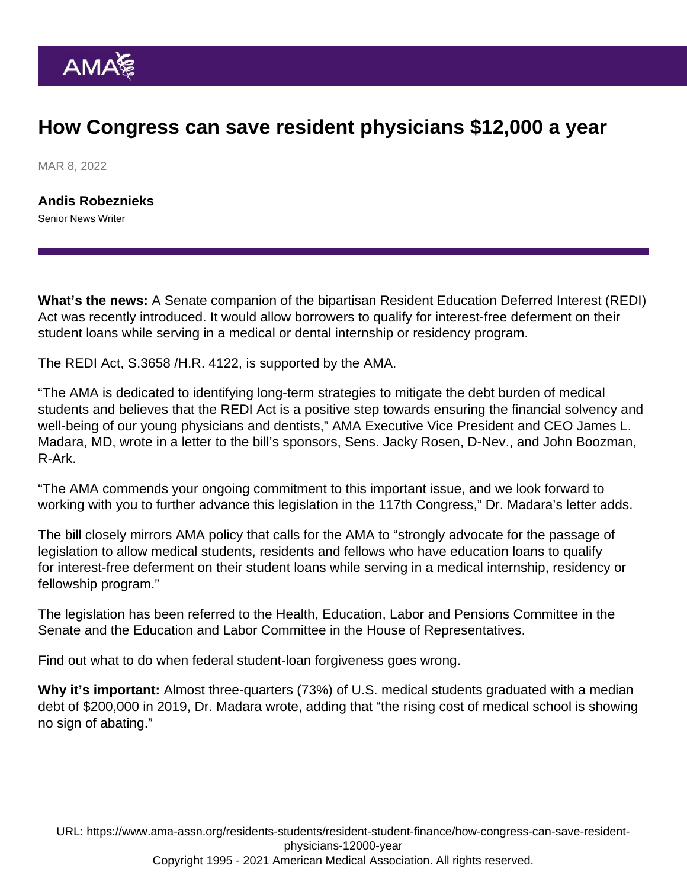# How Congress can save resident physicians $12,000 a year

MAR 8, 2022

**Andis Robeznieks**
Senior News Writer

**What's the news:** A Senate companion of the bipartisan Resident Education Deferred Interest (REDI) Act was recently introduced. It would allow borrowers to qualify for interest-free deferment on their student loans while serving in a medical or dental internship or residency program.

The REDI Act, S.3658 /H.R. 4122, is supported by the AMA.

"The AMA is dedicated to identifying long-term strategies to mitigate the debt burden of medical students and believes that the REDI Act is a positive step towards ensuring the financial solvency and well-being of our young physicians and dentists," AMA Executive Vice President and CEO James L. Madara, MD, wrote in a letter to the bill's sponsors, Sens. Jacky Rosen, D-Nev., and John Boozman, R-Ark.

"The AMA commends your ongoing commitment to this important issue, and we look forward to working with you to further advance this legislation in the 117th Congress," Dr. Madara's letter adds.

The bill closely mirrors AMA policy that calls for the AMA to "strongly advocate for the passage of legislation to allow medical students, residents and fellows who have education loans to qualify for interest-free deferment on their student loans while serving in a medical internship, residency or fellowship program."

The legislation has been referred to the Health, Education, Labor and Pensions Committee in the Senate and the Education and Labor Committee in the House of Representatives.

Find out what to do when federal student-loan forgiveness goes wrong.

**Why it's important:** Almost three-quarters (73%) of U.S. medical students graduated with a median debt of $200,000 in 2019, Dr. Madara wrote, adding that "the rising cost of medical school is showing no sign of abating."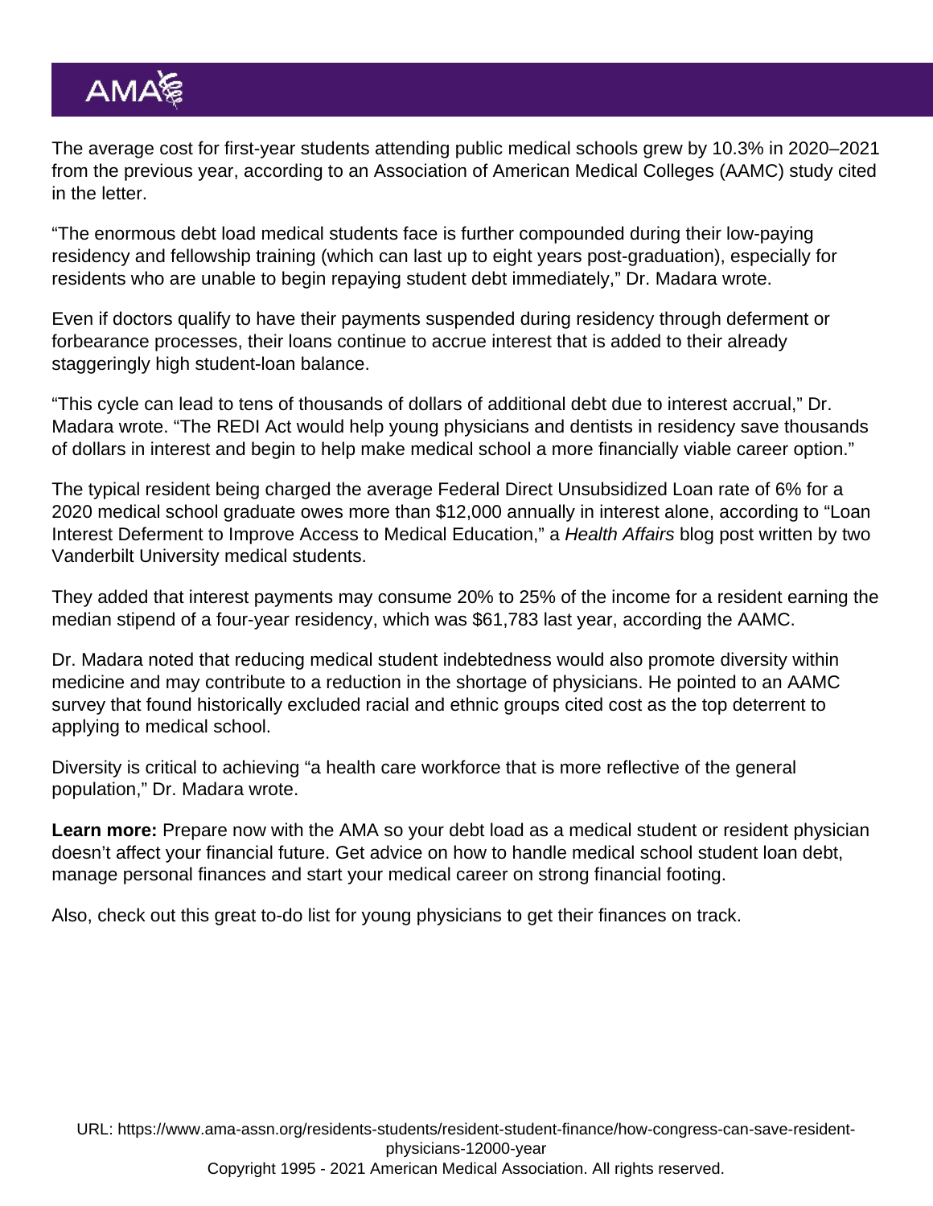The average cost for first-year students attending public medical schools grew by 10.3% in 2020–2021 from the previous year, according to an Association of American Medical Colleges (AAMC) study cited in the letter.

"The enormous debt load medical students face is further compounded during their low-paying residency and fellowship training (which can last up to eight years post-graduation), especially for residents who are unable to begin repaying student debt immediately," Dr. Madara wrote.

Even if doctors qualify to have their payments suspended during residency through deferment or forbearance processes, their loans continue to accrue interest that is added to their already staggeringly high student-loan balance.

"This cycle can lead to tens of thousands of dollars of additional debt due to interest accrual," Dr. Madara wrote. "The REDI Act would help young physicians and dentists in residency save thousands of dollars in interest and begin to help make medical school a more financially viable career option."

The typical resident being charged the average Federal Direct Unsubsidized Loan rate of 6% for a 2020 medical school graduate owes more than $12,000 annually in interest alone, according to "Loan Interest Deferment to Improve Access to Medical Education," a *Health Affairs* blog post written by two Vanderbilt University medical students.

They added that interest payments may consume 20% to 25% of the income for a resident earning the median stipend of a four-year residency, which was $61,783 last year, according the AAMC.

Dr. Madara noted that reducing medical student indebtedness would also promote diversity within medicine and may contribute to a reduction in the shortage of physicians. He pointed to an AAMC survey that found historically excluded racial and ethnic groups cited cost as the top deterrent to applying to medical school.

Diversity is critical to achieving "a health care workforce that is more reflective of the general population," Dr. Madara wrote.

**Learn more:** Prepare now with the AMA so your debt load as a medical student or resident physician doesn't affect your financial future. Get advice on how to handle medical school student loan debt, manage personal finances and start your medical career on strong financial footing.

Also, check out this great to-do list for young physicians to get their finances on track.